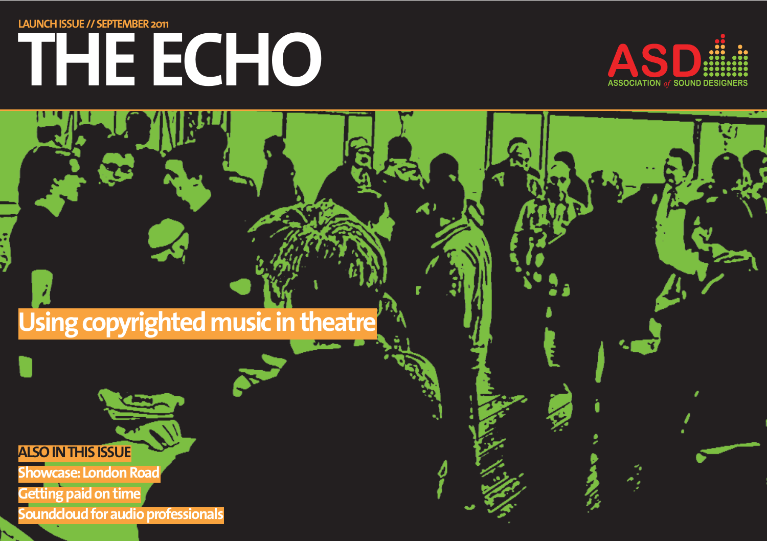LAUNCH ISSUE // SEPTEMBER 2011

# THE ECHO

ASD
ASSOCIATION of SOUND DESIGNERS

## Using copyrighted music in theatre

**ALSO IN THIS ISSUE**

- Showcase: London Road
- Getting paid on time
- Soundcloud for audio professionals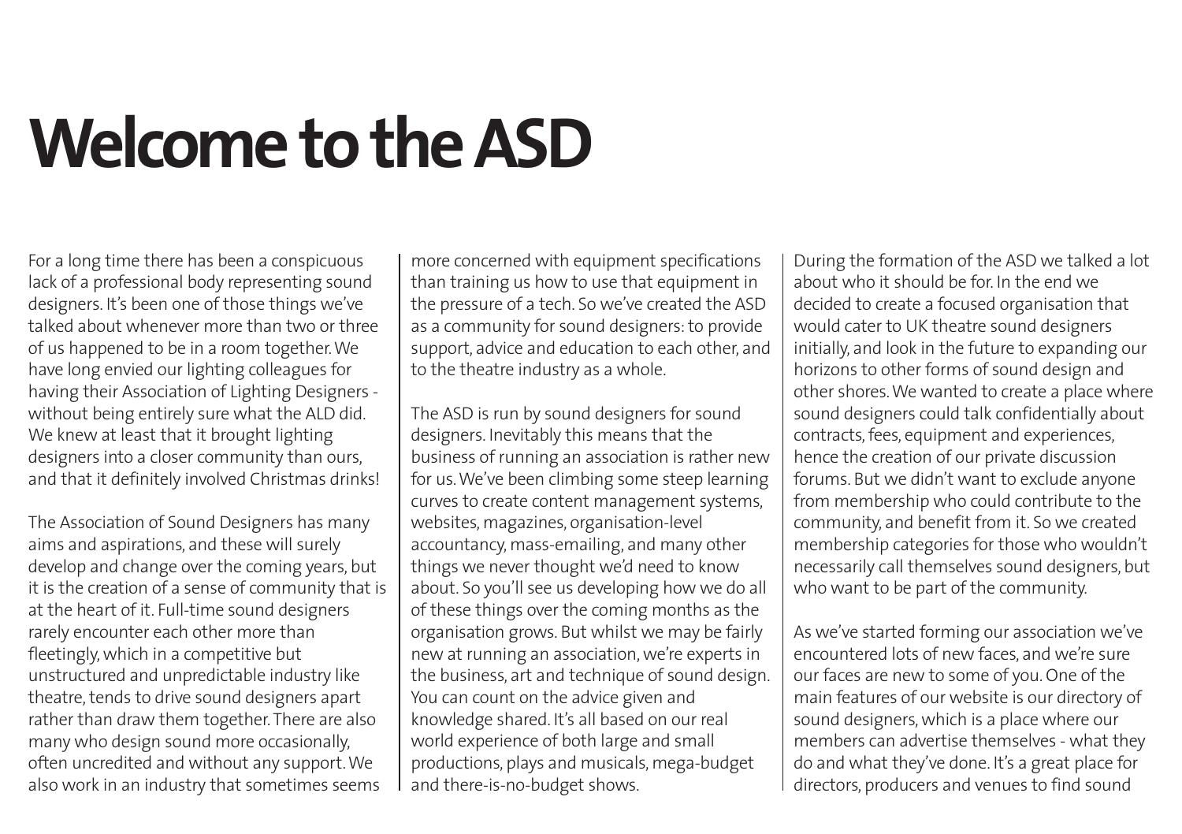# Welcome to the ASD

For a long time there has been a conspicuous lack of a professional body representing sound designers. It's been one of those things we've talked about whenever more than two or three of us happened to be in a room together. We have long envied our lighting colleagues for having their Association of Lighting Designers - without being entirely sure what the ALD did. We knew at least that it brought lighting designers into a closer community than ours, and that it definitely involved Christmas drinks!

The Association of Sound Designers has many aims and aspirations, and these will surely develop and change over the coming years, but it is the creation of a sense of community that is at the heart of it. Full-time sound designers rarely encounter each other more than fleetingly, which in a competitive but unstructured and unpredictable industry like theatre, tends to drive sound designers apart rather than draw them together. There are also many who design sound more occasionally, often uncredited and without any support. We also work in an industry that sometimes seems more concerned with equipment specifications than training us how to use that equipment in the pressure of a tech. So we've created the ASD as a community for sound designers: to provide support, advice and education to each other, and to the theatre industry as a whole.

The ASD is run by sound designers for sound designers. Inevitably this means that the business of running an association is rather new for us. We've been climbing some steep learning curves to create content management systems, websites, magazines, organisation-level accountancy, mass-emailing, and many other things we never thought we'd need to know about. So you'll see us developing how we do all of these things over the coming months as the organisation grows. But whilst we may be fairly new at running an association, we're experts in the business, art and technique of sound design. You can count on the advice given and knowledge shared. It's all based on our real world experience of both large and small productions, plays and musicals, mega-budget and there-is-no-budget shows.

During the formation of the ASD we talked a lot about who it should be for. In the end we decided to create a focused organisation that would cater to UK theatre sound designers initially, and look in the future to expanding our horizons to other forms of sound design and other shores. We wanted to create a place where sound designers could talk confidentially about contracts, fees, equipment and experiences, hence the creation of our private discussion forums. But we didn't want to exclude anyone from membership who could contribute to the community, and benefit from it. So we created membership categories for those who wouldn't necessarily call themselves sound designers, but who want to be part of the community.

As we've started forming our association we've encountered lots of new faces, and we're sure our faces are new to some of you. One of the main features of our website is our directory of sound designers, which is a place where our members can advertise themselves - what they do and what they've done. It's a great place for directors, producers and venues to find sound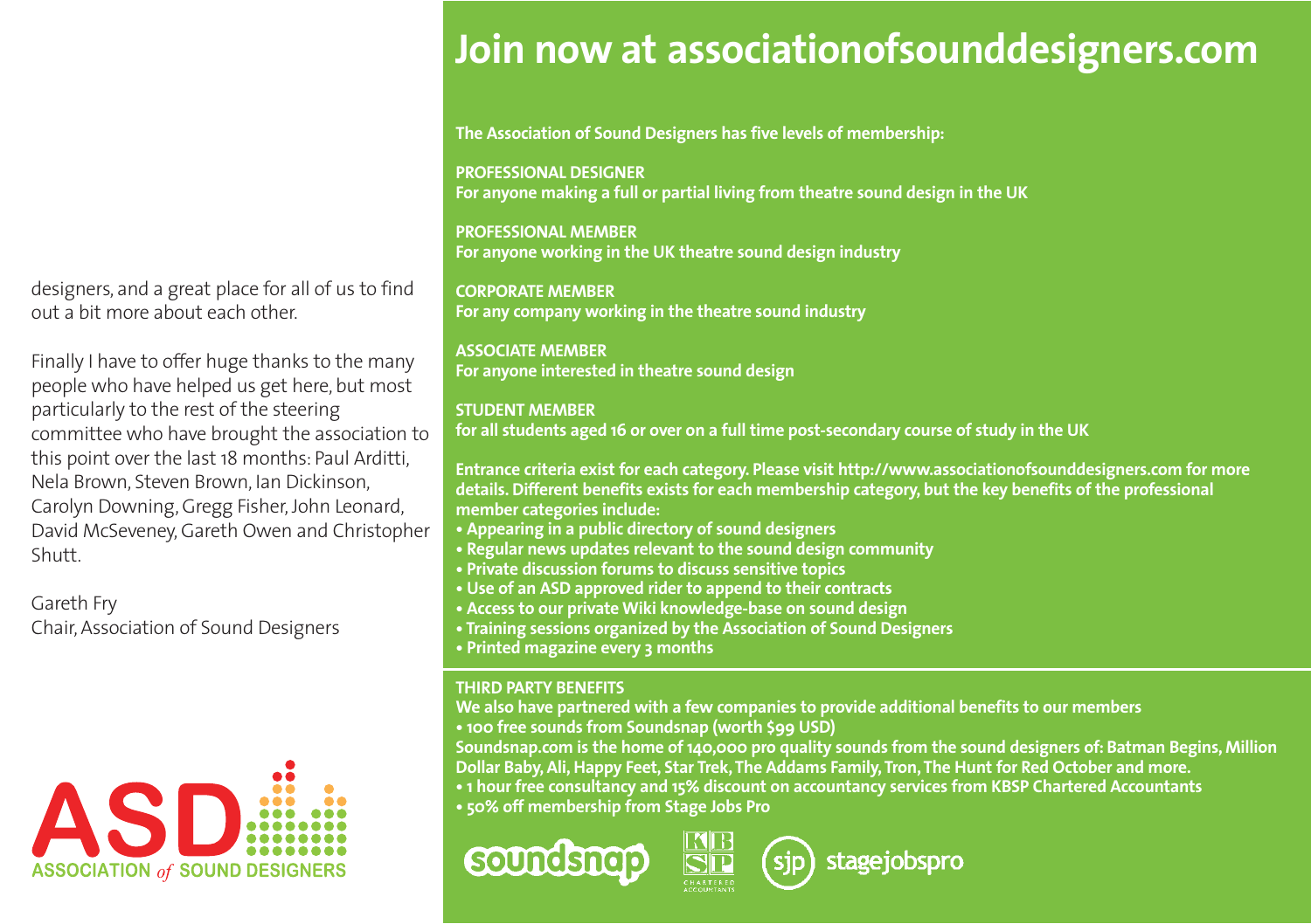designers, and a great place for all of us to find out a bit more about each other.

Finally I have to offer huge thanks to the many people who have helped us get here, but most particularly to the rest of the steering committee who have brought the association to this point over the last 18 months: Paul Arditti, Nela Brown, Steven Brown, Ian Dickinson, Carolyn Downing, Gregg Fisher, John Leonard, David McSeveney, Gareth Owen and Christopher Shutt.

Gareth Fry
Chair, Association of Sound Designers

ASD ASSOCIATION *of* SOUND DESIGNERS

# Join now at associationofsounddesigners.com

**The Association of Sound Designers has five levels of membership:**

**PROFESSIONAL DESIGNER**
**For anyone making a full or partial living from theatre sound design in the UK**

**PROFESSIONAL MEMBER**
**For anyone working in the UK theatre sound design industry**

**CORPORATE MEMBER**
**For any company working in the theatre sound industry**

**ASSOCIATE MEMBER**
**For anyone interested in theatre sound design**

**STUDENT MEMBER**
**for all students aged 16 or over on a full time post-secondary course of study in the UK**

**Entrance criteria exist for each category. Please visit http://www.associationofsounddesigners.com for more details. Different benefits exists for each membership category, but the key benefits of the professional member categories include:**

- **Appearing in a public directory of sound designers**
- **Regular news updates relevant to the sound design community**
- **Private discussion forums to discuss sensitive topics**
- **Use of an ASD approved rider to append to their contracts**
- **Access to our private Wiki knowledge-base on sound design**
- **Training sessions organized by the Association of Sound Designers**
- **Printed magazine every 3 months**

**THIRD PARTY BENEFITS**
**We also have partnered with a few companies to provide additional benefits to our members**

- **100 free sounds from Soundsnap (worth $99 USD)**

**Soundsnap.com is the home of 140,000 pro quality sounds from the sound designers of: Batman Begins, Million Dollar Baby, Ali, Happy Feet, Star Trek, The Addams Family, Tron, The Hunt for Red October and more.**

- **1 hour free consultancy and 15% discount on accountancy services from KBSP Chartered Accountants**
- **50% off membership from Stage Jobs Pro**

soundsnap KBSP CHARTERED ACCOUNTANTS sjp stagejobspro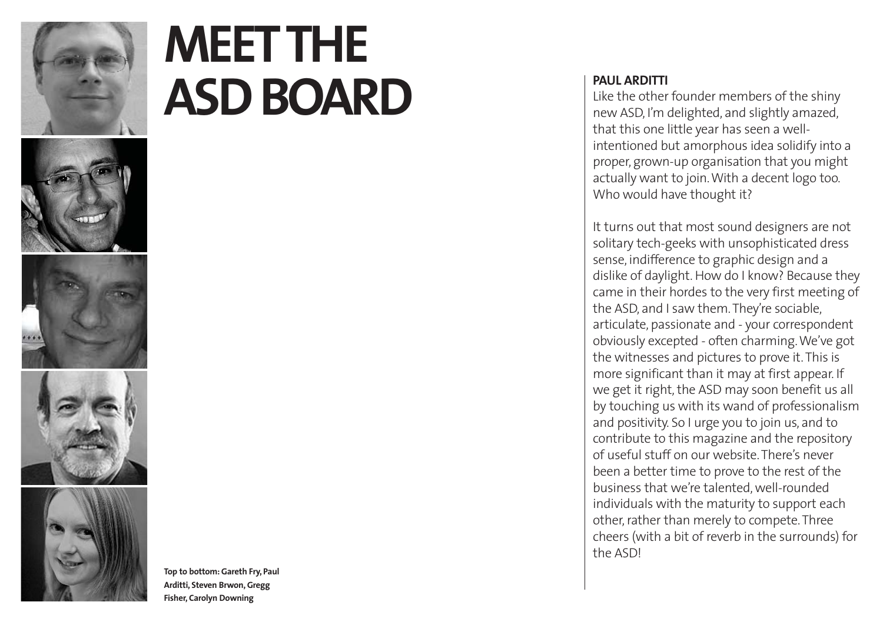# MEET THE ASD BOARD

Top to bottom: Gareth Fry, Paul Arditti, Steven Brwon, Gregg Fisher, Carolyn Downing

## PAUL ARDITTI

Like the other founder members of the shiny new ASD, I'm delighted, and slightly amazed, that this one little year has seen a well-intentioned but amorphous idea solidify into a proper, grown-up organisation that you might actually want to join. With a decent logo too. Who would have thought it?

It turns out that most sound designers are not solitary tech-geeks with unsophisticated dress sense, indifference to graphic design and a dislike of daylight. How do I know? Because they came in their hordes to the very first meeting of the ASD, and I saw them. They're sociable, articulate, passionate and - your correspondent obviously excepted - often charming. We've got the witnesses and pictures to prove it. This is more significant than it may at first appear. If we get it right, the ASD may soon benefit us all by touching us with its wand of professionalism and positivity. So I urge you to join us, and to contribute to this magazine and the repository of useful stuff on our website. There's never been a better time to prove to the rest of the business that we're talented, well-rounded individuals with the maturity to support each other, rather than merely to compete. Three cheers (with a bit of reverb in the surrounds) for the ASD!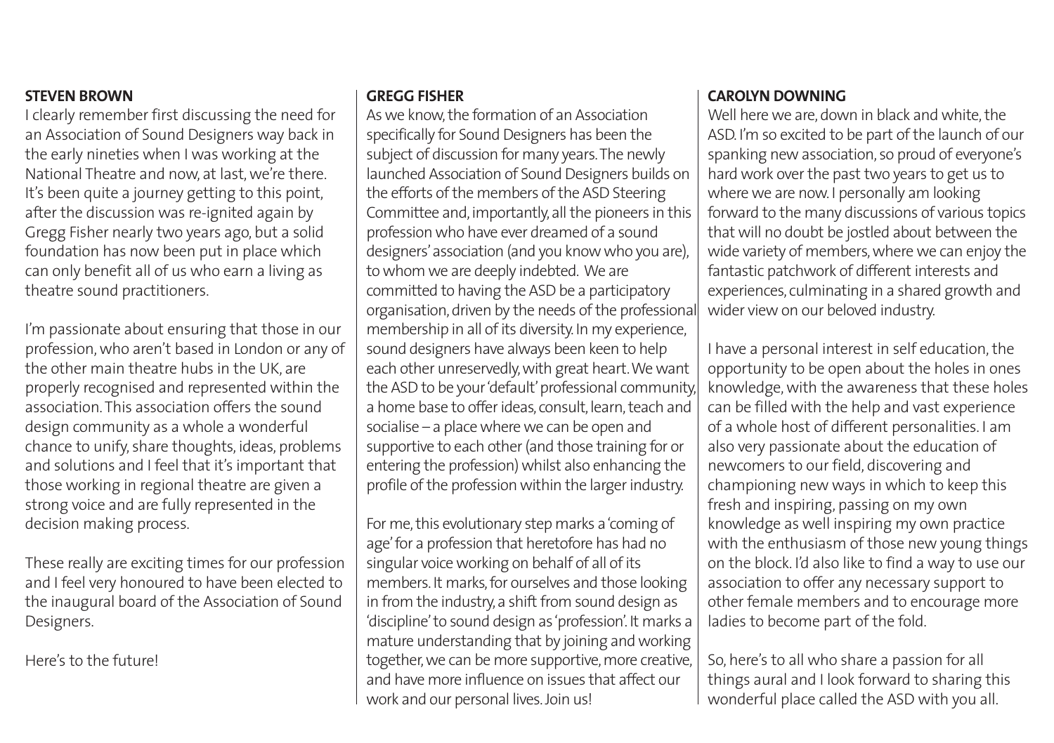## STEVEN BROWN

I clearly remember first discussing the need for an Association of Sound Designers way back in the early nineties when I was working at the National Theatre and now, at last, we're there. It's been quite a journey getting to this point, after the discussion was re-ignited again by Gregg Fisher nearly two years ago, but a solid foundation has now been put in place which can only benefit all of us who earn a living as theatre sound practitioners.

I'm passionate about ensuring that those in our profession, who aren't based in London or any of the other main theatre hubs in the UK, are properly recognised and represented within the association. This association offers the sound design community as a whole a wonderful chance to unify, share thoughts, ideas, problems and solutions and I feel that it's important that those working in regional theatre are given a strong voice and are fully represented in the decision making process.

These really are exciting times for our profession and I feel very honoured to have been elected to the inaugural board of the Association of Sound Designers.

Here's to the future!

## GREGG FISHER

As we know, the formation of an Association specifically for Sound Designers has been the subject of discussion for many years. The newly launched Association of Sound Designers builds on the efforts of the members of the ASD Steering Committee and, importantly, all the pioneers in this profession who have ever dreamed of a sound designers' association (and you know who you are), to whom we are deeply indebted. We are committed to having the ASD be a participatory organisation, driven by the needs of the professional membership in all of its diversity. In my experience, sound designers have always been keen to help each other unreservedly, with great heart. We want the ASD to be your 'default' professional community, a home base to offer ideas, consult, learn, teach and socialise – a place where we can be open and supportive to each other (and those training for or entering the profession) whilst also enhancing the profile of the profession within the larger industry.

For me, this evolutionary step marks a 'coming of age' for a profession that heretofore has had no singular voice working on behalf of all of its members. It marks, for ourselves and those looking in from the industry, a shift from sound design as 'discipline' to sound design as 'profession'. It marks a mature understanding that by joining and working together, we can be more supportive, more creative, and have more influence on issues that affect our work and our personal lives. Join us!

## CAROLYN DOWNING

Well here we are, down in black and white, the ASD. I'm so excited to be part of the launch of our spanking new association, so proud of everyone's hard work over the past two years to get us to where we are now. I personally am looking forward to the many discussions of various topics that will no doubt be jostled about between the wide variety of members, where we can enjoy the fantastic patchwork of different interests and experiences, culminating in a shared growth and wider view on our beloved industry.

I have a personal interest in self education, the opportunity to be open about the holes in ones knowledge, with the awareness that these holes can be filled with the help and vast experience of a whole host of different personalities. I am also very passionate about the education of newcomers to our field, discovering and championing new ways in which to keep this fresh and inspiring, passing on my own knowledge as well inspiring my own practice with the enthusiasm of those new young things on the block. I'd also like to find a way to use our association to offer any necessary support to other female members and to encourage more ladies to become part of the fold.

So, here's to all who share a passion for all things aural and I look forward to sharing this wonderful place called the ASD with you all.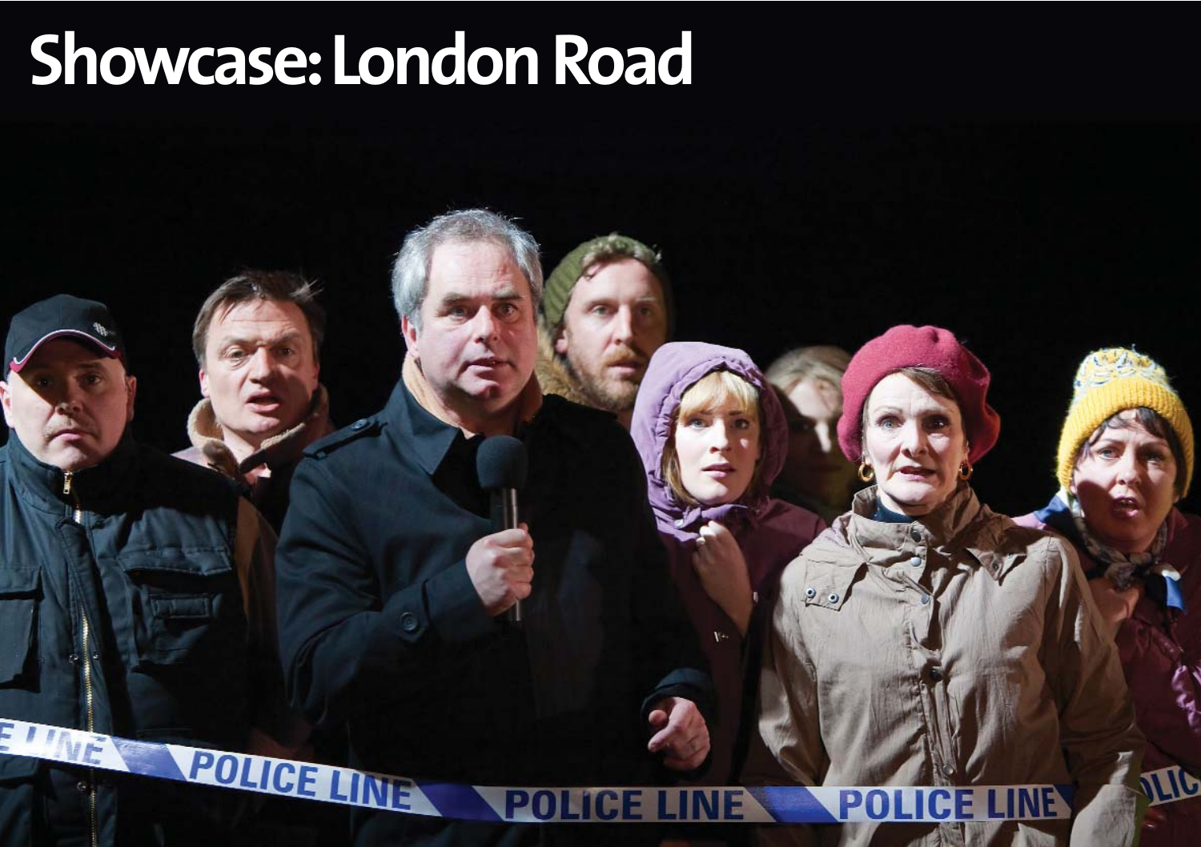# Showcase: London Road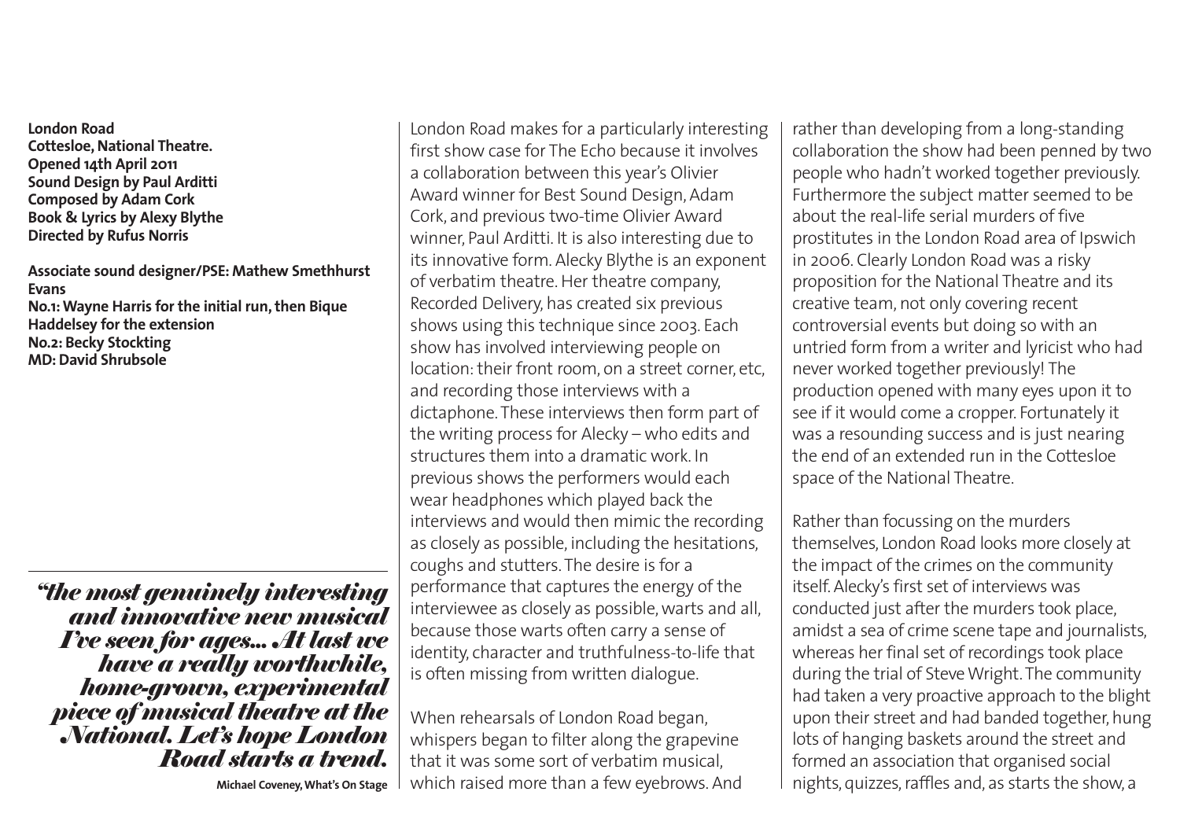**London Road**
**Cottesloe, National Theatre.**
**Opened 14th April 2011**
**Sound Design by Paul Arditti**
**Composed by Adam Cork**
**Book & Lyrics by Alexy Blythe**
**Directed by Rufus Norris**

**Associate sound designer/PSE: Mathew Smethhurst Evans**
**No.1: Wayne Harris for the initial run, then Bique Haddelsey for the extension**
**No.2: Becky Stockting**
**MD: David Shrubsole**

> ***"the most genuinely interesting and innovative new musical I've seen for ages... At last we have a really worthwhile, home-grown, experimental piece of musical theatre at the National. Let's hope London Road starts a trend.***
>
> **Michael Coveney, What's On Stage**

London Road makes for a particularly interesting first show case for The Echo because it involves a collaboration between this year's Olivier Award winner for Best Sound Design, Adam Cork, and previous two-time Olivier Award winner, Paul Arditti. It is also interesting due to its innovative form. Alecky Blythe is an exponent of verbatim theatre. Her theatre company, Recorded Delivery, has created six previous shows using this technique since 2003. Each show has involved interviewing people on location: their front room, on a street corner, etc, and recording those interviews with a dictaphone. These interviews then form part of the writing process for Alecky – who edits and structures them into a dramatic work. In previous shows the performers would each wear headphones which played back the interviews and would then mimic the recording as closely as possible, including the hesitations, coughs and stutters. The desire is for a performance that captures the energy of the interviewee as closely as possible, warts and all, because those warts often carry a sense of identity, character and truthfulness-to-life that is often missing from written dialogue.

When rehearsals of London Road began, whispers began to filter along the grapevine that it was some sort of verbatim musical, which raised more than a few eyebrows. And rather than developing from a long-standing collaboration the show had been penned by two people who hadn't worked together previously. Furthermore the subject matter seemed to be about the real-life serial murders of five prostitutes in the London Road area of Ipswich in 2006. Clearly London Road was a risky proposition for the National Theatre and its creative team, not only covering recent controversial events but doing so with an untried form from a writer and lyricist who had never worked together previously! The production opened with many eyes upon it to see if it would come a cropper. Fortunately it was a resounding success and is just nearing the end of an extended run in the Cottesloe space of the National Theatre.

Rather than focussing on the murders themselves, London Road looks more closely at the impact of the crimes on the community itself. Alecky's first set of interviews was conducted just after the murders took place, amidst a sea of crime scene tape and journalists, whereas her final set of recordings took place during the trial of Steve Wright. The community had taken a very proactive approach to the blight upon their street and had banded together, hung lots of hanging baskets around the street and formed an association that organised social nights, quizzes, raffles and, as starts the show, a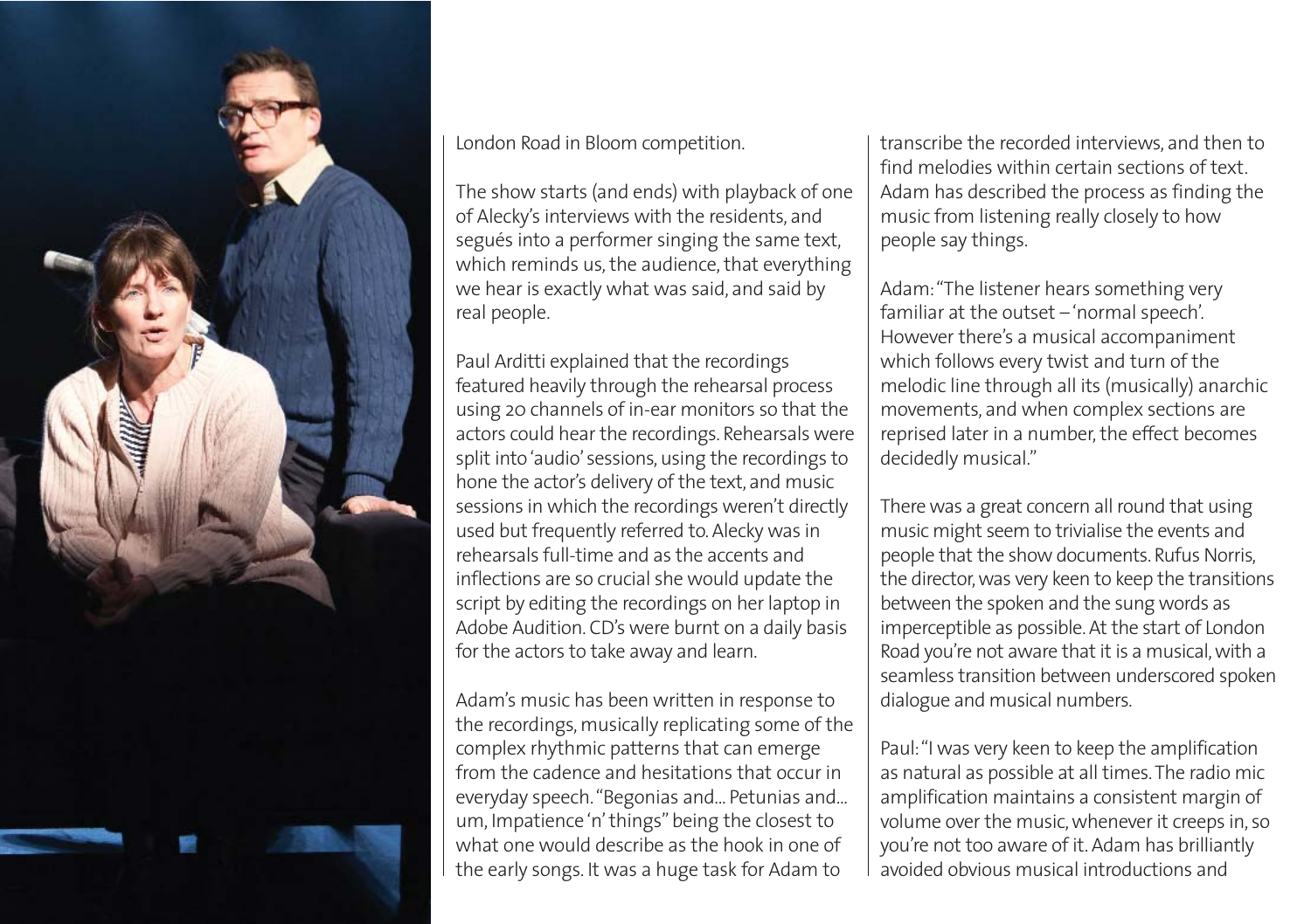London Road in Bloom competition.

The show starts (and ends) with playback of one of Alecky's interviews with the residents, and segués into a performer singing the same text, which reminds us, the audience, that everything we hear is exactly what was said, and said by real people.

Paul Arditti explained that the recordings featured heavily through the rehearsal process using 20 channels of in-ear monitors so that the actors could hear the recordings. Rehearsals were split into 'audio' sessions, using the recordings to hone the actor's delivery of the text, and music sessions in which the recordings weren't directly used but frequently referred to. Alecky was in rehearsals full-time and as the accents and inflections are so crucial she would update the script by editing the recordings on her laptop in Adobe Audition. CD's were burnt on a daily basis for the actors to take away and learn.

Adam's music has been written in response to the recordings, musically replicating some of the complex rhythmic patterns that can emerge from the cadence and hesitations that occur in everyday speech. "Begonias and... Petunias and... um, Impatience 'n' things" being the closest to what one would describe as the hook in one of the early songs. It was a huge task for Adam to transcribe the recorded interviews, and then to find melodies within certain sections of text. Adam has described the process as finding the music from listening really closely to how people say things.

Adam: "The listener hears something very familiar at the outset – 'normal speech'. However there's a musical accompaniment which follows every twist and turn of the melodic line through all its (musically) anarchic movements, and when complex sections are reprised later in a number, the effect becomes decidedly musical."

There was a great concern all round that using music might seem to trivialise the events and people that the show documents. Rufus Norris, the director, was very keen to keep the transitions between the spoken and the sung words as imperceptible as possible. At the start of London Road you're not aware that it is a musical, with a seamless transition between underscored spoken dialogue and musical numbers.

Paul: "I was very keen to keep the amplification as natural as possible at all times. The radio mic amplification maintains a consistent margin of volume over the music, whenever it creeps in, so you're not too aware of it. Adam has brilliantly avoided obvious musical introductions and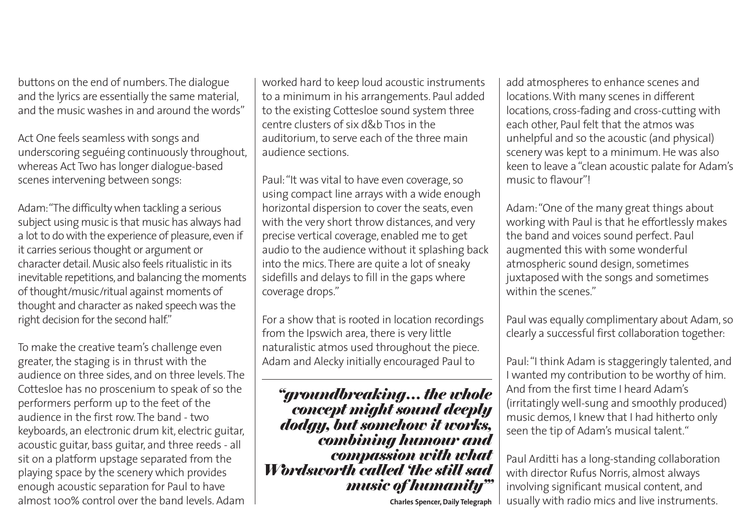buttons on the end of numbers. The dialogue and the lyrics are essentially the same material, and the music washes in and around the words"

Act One feels seamless with songs and underscoring seguéing continuously throughout, whereas Act Two has longer dialogue-based scenes intervening between songs:

Adam: "The difficulty when tackling a serious subject using music is that music has always had a lot to do with the experience of pleasure, even if it carries serious thought or argument or character detail. Music also feels ritualistic in its inevitable repetitions, and balancing the moments of thought/music/ritual against moments of thought and character as naked speech was the right decision for the second half."

To make the creative team's challenge even greater, the staging is in thrust with the audience on three sides, and on three levels. The Cottesloe has no proscenium to speak of so the performers perform up to the feet of the audience in the first row. The band - two keyboards, an electronic drum kit, electric guitar, acoustic guitar, bass guitar, and three reeds - all sit on a platform upstage separated from the playing space by the scenery which provides enough acoustic separation for Paul to have almost 100% control over the band levels. Adam worked hard to keep loud acoustic instruments to a minimum in his arrangements. Paul added to the existing Cottesloe sound system three centre clusters of six d&b T10s in the auditorium, to serve each of the three main audience sections.

Paul: "It was vital to have even coverage, so using compact line arrays with a wide enough horizontal dispersion to cover the seats, even with the very short throw distances, and very precise vertical coverage, enabled me to get audio to the audience without it splashing back into the mics. There are quite a lot of sneaky sidefills and delays to fill in the gaps where coverage drops."

For a show that is rooted in location recordings from the Ipswich area, there is very little naturalistic atmos used throughout the piece. Adam and Alecky initially encouraged Paul to add atmospheres to enhance scenes and locations. With many scenes in different locations, cross-fading and cross-cutting with each other, Paul felt that the atmos was unhelpful and so the acoustic (and physical) scenery was kept to a minimum. He was also keen to leave a "clean acoustic palate for Adam's music to flavour"!

> ***"groundbreaking... the whole concept might sound deeply dodgy, but somehow it works, combining humour and compassion with what Wordsworth called 'the still sad music of humanity'"***
>
> **Charles Spencer, Daily Telegraph**

Adam: "One of the many great things about working with Paul is that he effortlessly makes the band and voices sound perfect. Paul augmented this with some wonderful atmospheric sound design, sometimes juxtaposed with the songs and sometimes within the scenes."

Paul was equally complimentary about Adam, so clearly a successful first collaboration together:

Paul: "I think Adam is staggeringly talented, and I wanted my contribution to be worthy of him. And from the first time I heard Adam's (irritatingly well-sung and smoothly produced) music demos, I knew that I had hitherto only seen the tip of Adam's musical talent."

Paul Arditti has a long-standing collaboration with director Rufus Norris, almost always involving significant musical content, and usually with radio mics and live instruments.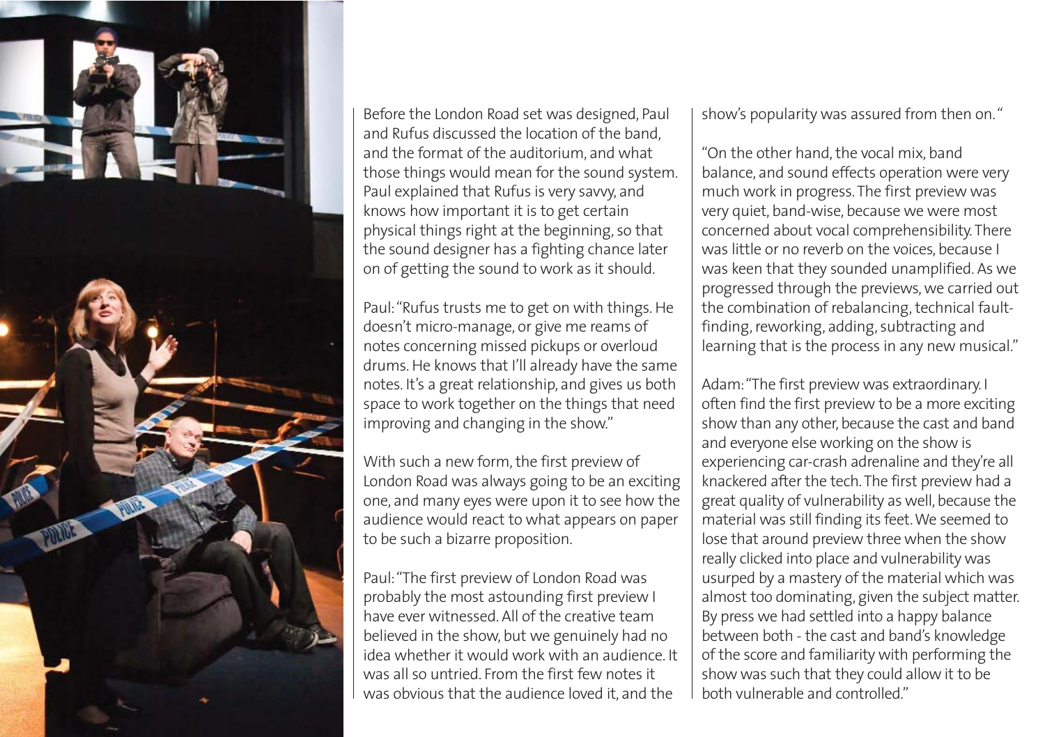Before the London Road set was designed, Paul and Rufus discussed the location of the band, and the format of the auditorium, and what those things would mean for the sound system. Paul explained that Rufus is very savvy, and knows how important it is to get certain physical things right at the beginning, so that the sound designer has a fighting chance later on of getting the sound to work as it should.

Paul: "Rufus trusts me to get on with things. He doesn't micro-manage, or give me reams of notes concerning missed pickups or overloud drums. He knows that I'll already have the same notes. It's a great relationship, and gives us both space to work together on the things that need improving and changing in the show."

With such a new form, the first preview of London Road was always going to be an exciting one, and many eyes were upon it to see how the audience would react to what appears on paper to be such a bizarre proposition.

Paul: "The first preview of London Road was probably the most astounding first preview I have ever witnessed. All of the creative team believed in the show, but we genuinely had no idea whether it would work with an audience. It was all so untried. From the first few notes it was obvious that the audience loved it, and the show's popularity was assured from then on."

"On the other hand, the vocal mix, band balance, and sound effects operation were very much work in progress. The first preview was very quiet, band-wise, because we were most concerned about vocal comprehensibility. There was little or no reverb on the voices, because I was keen that they sounded unamplified. As we progressed through the previews, we carried out the combination of rebalancing, technical fault-finding, reworking, adding, subtracting and learning that is the process in any new musical."

Adam: "The first preview was extraordinary. I often find the first preview to be a more exciting show than any other, because the cast and band and everyone else working on the show is experiencing car-crash adrenaline and they're all knackered after the tech. The first preview had a great quality of vulnerability as well, because the material was still finding its feet. We seemed to lose that around preview three when the show really clicked into place and vulnerability was usurped by a mastery of the material which was almost too dominating, given the subject matter. By press we had settled into a happy balance between both - the cast and band's knowledge of the score and familiarity with performing the show was such that they could allow it to be both vulnerable and controlled."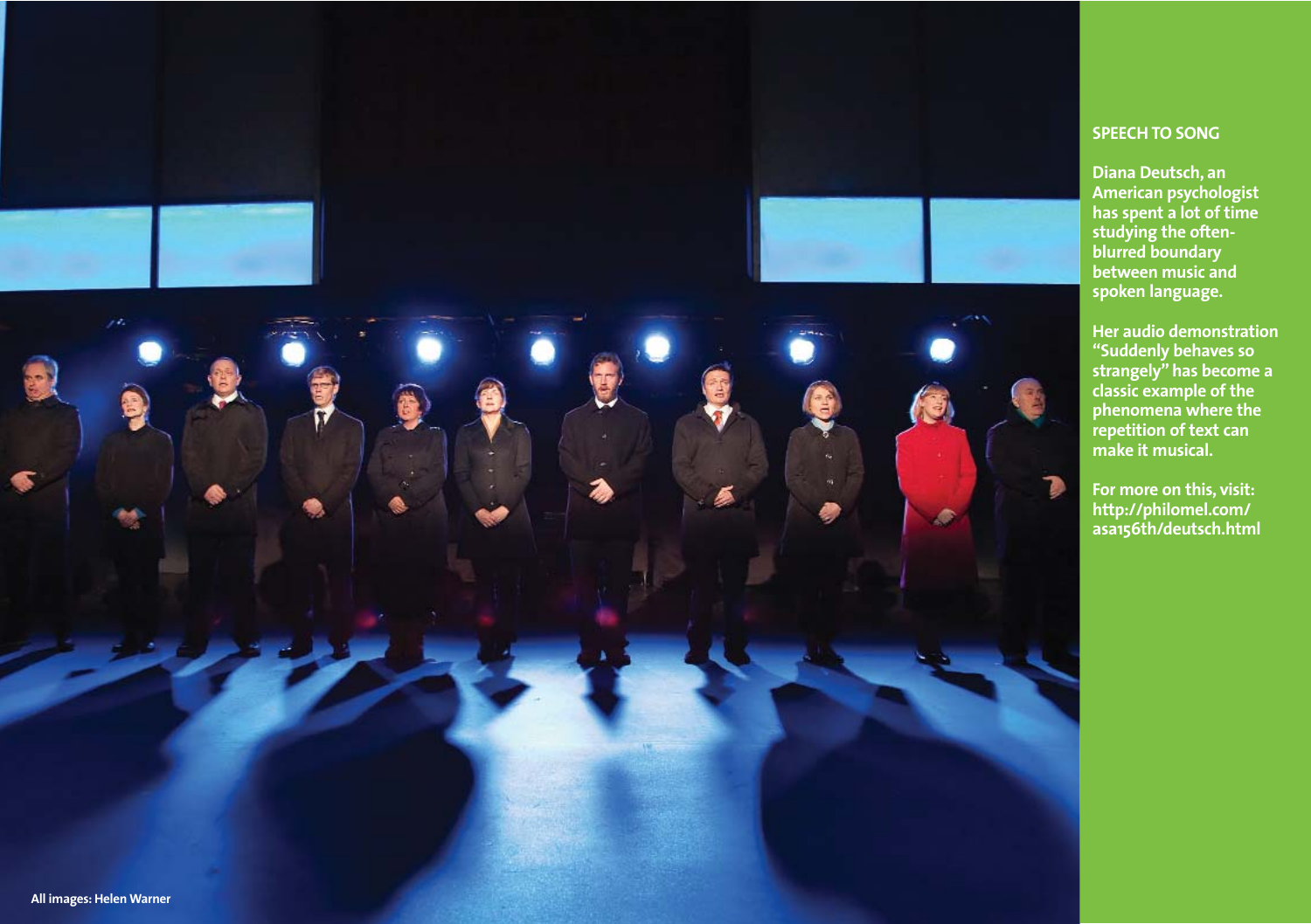## SPEECH TO SONG

Diana Deutsch, an American psychologist has spent a lot of time studying the often-blurred boundary between music and spoken language.

Her audio demonstration "Suddenly behaves so strangely" has become a classic example of the phenomena where the repetition of text can make it musical.

For more on this, visit: http://philomel.com/asa156th/deutsch.html

All images: Helen Warner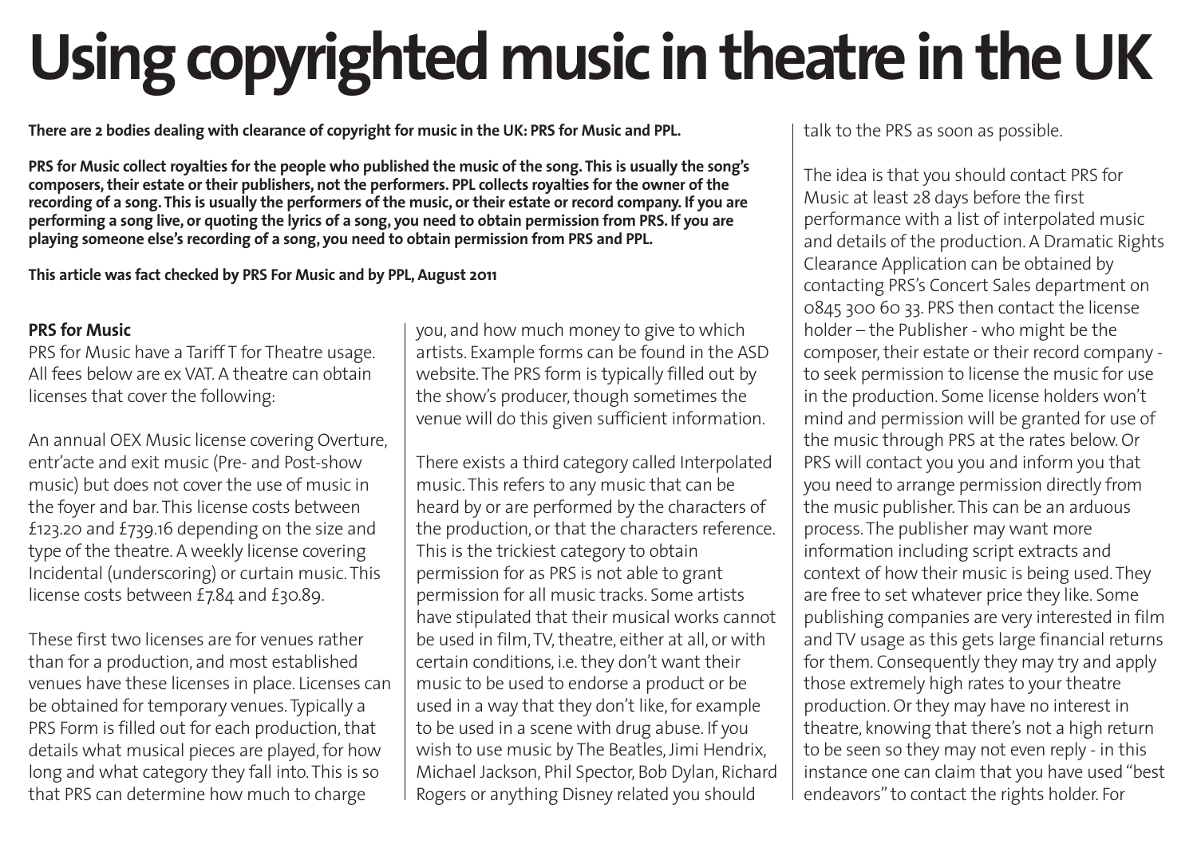# Using copyrighted music in theatre in the UK

**There are 2 bodies dealing with clearance of copyright for music in the UK: PRS for Music and PPL.**

**PRS for Music collect royalties for the people who published the music of the song. This is usually the song's composers, their estate or their publishers, not the performers. PPL collects royalties for the owner of the recording of a song. This is usually the performers of the music, or their estate or record company. If you are performing a song live, or quoting the lyrics of a song, you need to obtain permission from PRS. If you are playing someone else's recording of a song, you need to obtain permission from PRS and PPL.**

**This article was fact checked by PRS For Music and by PPL, August 2011**

**PRS for Music**

PRS for Music have a Tariff T for Theatre usage. All fees below are ex VAT. A theatre can obtain licenses that cover the following:

An annual OEX Music license covering Overture, entr'acte and exit music (Pre- and Post-show music) but does not cover the use of music in the foyer and bar. This license costs between £123.20 and £739.16 depending on the size and type of the theatre. A weekly license covering Incidental (underscoring) or curtain music. This license costs between £7.84 and £30.89.

These first two licenses are for venues rather than for a production, and most established venues have these licenses in place. Licenses can be obtained for temporary venues. Typically a PRS Form is filled out for each production, that details what musical pieces are played, for how long and what category they fall into. This is so that PRS can determine how much to charge you, and how much money to give to which artists. Example forms can be found in the ASD website. The PRS form is typically filled out by the show's producer, though sometimes the venue will do this given sufficient information.

There exists a third category called Interpolated music. This refers to any music that can be heard by or are performed by the characters of the production, or that the characters reference. This is the trickiest category to obtain permission for as PRS is not able to grant permission for all music tracks. Some artists have stipulated that their musical works cannot be used in film, TV, theatre, either at all, or with certain conditions, i.e. they don't want their music to be used to endorse a product or be used in a way that they don't like, for example to be used in a scene with drug abuse. If you wish to use music by The Beatles, Jimi Hendrix, Michael Jackson, Phil Spector, Bob Dylan, Richard Rogers or anything Disney related you should talk to the PRS as soon as possible.

The idea is that you should contact PRS for Music at least 28 days before the first performance with a list of interpolated music and details of the production. A Dramatic Rights Clearance Application can be obtained by contacting PRS's Concert Sales department on 0845 300 60 33. PRS then contact the license holder – the Publisher - who might be the composer, their estate or their record company - to seek permission to license the music for use in the production. Some license holders won't mind and permission will be granted for use of the music through PRS at the rates below. Or PRS will contact you you and inform you that you need to arrange permission directly from the music publisher. This can be an arduous process. The publisher may want more information including script extracts and context of how their music is being used. They are free to set whatever price they like. Some publishing companies are very interested in film and TV usage as this gets large financial returns for them. Consequently they may try and apply those extremely high rates to your theatre production. Or they may have no interest in theatre, knowing that there's not a high return to be seen so they may not even reply - in this instance one can claim that you have used "best endeavors" to contact the rights holder. For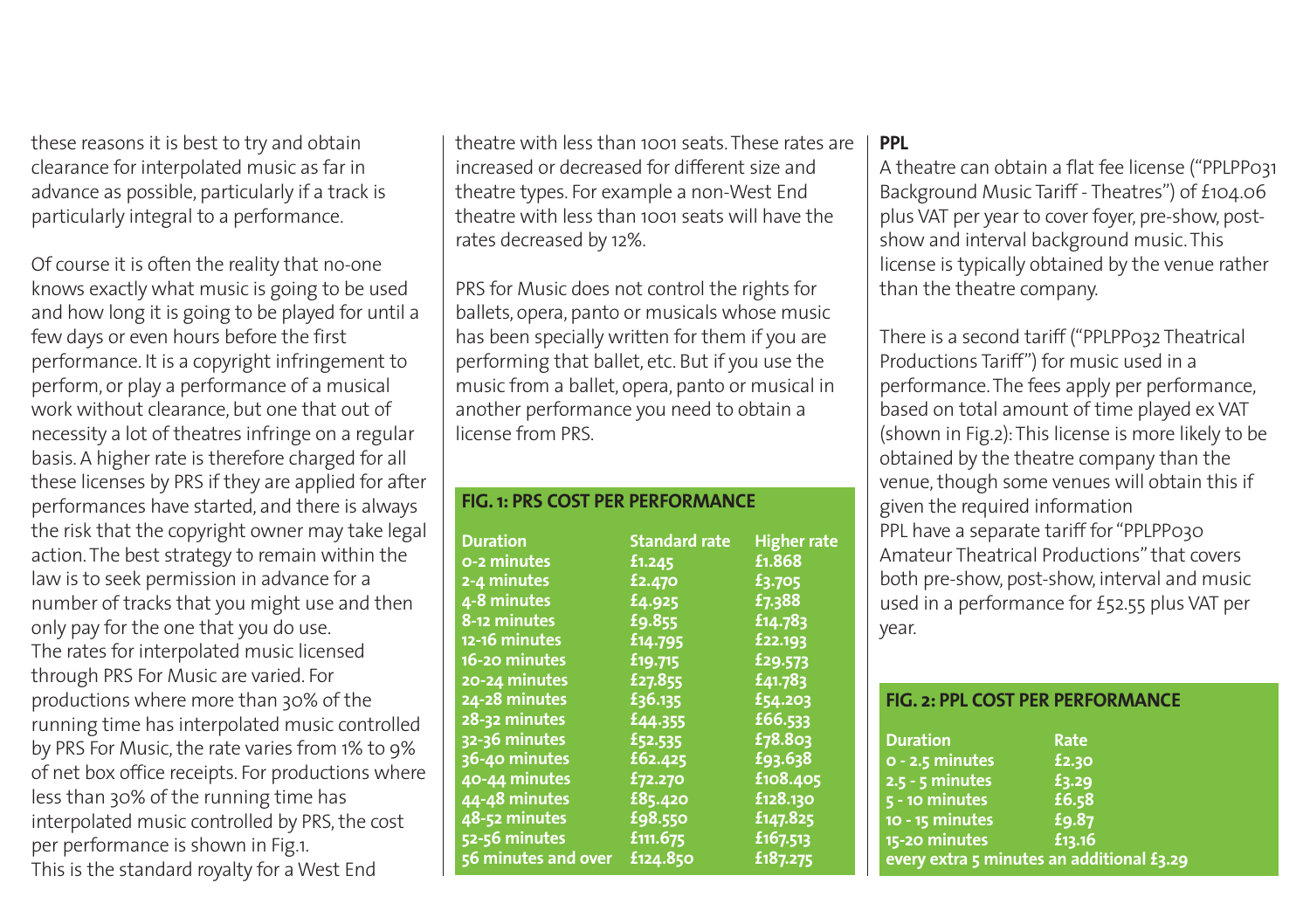these reasons it is best to try and obtain clearance for interpolated music as far in advance as possible, particularly if a track is particularly integral to a performance.

Of course it is often the reality that no-one knows exactly what music is going to be used and how long it is going to be played for until a few days or even hours before the first performance. It is a copyright infringement to perform, or play a performance of a musical work without clearance, but one that out of necessity a lot of theatres infringe on a regular basis. A higher rate is therefore charged for all these licenses by PRS if they are applied for after performances have started, and there is always the risk that the copyright owner may take legal action. The best strategy to remain within the law is to seek permission in advance for a number of tracks that you might use and then only pay for the one that you do use.
The rates for interpolated music licensed through PRS For Music are varied. For productions where more than 30% of the running time has interpolated music controlled by PRS For Music, the rate varies from 1% to 9% of net box office receipts. For productions where less than 30% of the running time has interpolated music controlled by PRS, the cost per performance is shown in Fig.1.
This is the standard royalty for a West End theatre with less than 1001 seats. These rates are increased or decreased for different size and theatre types. For example a non-West End theatre with less than 1001 seats will have the rates decreased by 12%.

PRS for Music does not control the rights for ballets, opera, panto or musicals whose music has been specially written for them if you are performing that ballet, etc. But if you use the music from a ballet, opera, panto or musical in another performance you need to obtain a license from PRS.

**FIG. 1: PRS COST PER PERFORMANCE**

| Duration | Standard rate | Higher rate |
|---|---|---|
| 0-2 minutes | £1.245 | £1.868 |
| 2-4 minutes | £2.470 | £3.705 |
| 4-8 minutes | £4.925 | £7.388 |
| 8-12 minutes | £9.855 | £14.783 |
| 12-16 minutes | £14.795 | £22.193 |
| 16-20 minutes | £19.715 | £29.573 |
| 20-24 minutes | £27.855 | £41.783 |
| 24-28 minutes | £36.135 | £54.203 |
| 28-32 minutes | £44.355 | £66.533 |
| 32-36 minutes | £52.535 | £78.803 |
| 36-40 minutes | £62.425 | £93.638 |
| 40-44 minutes | £72.270 | £108.405 |
| 44-48 minutes | £85.420 | £128.130 |
| 48-52 minutes | £98.550 | £147.825 |
| 52-56 minutes | £111.675 | £167.513 |
| 56 minutes and over | £124.850 | £187.275 |

**PPL**

A theatre can obtain a flat fee license ("PPLPP031 Background Music Tariff - Theatres") of £104.06 plus VAT per year to cover foyer, pre-show, post-show and interval background music. This license is typically obtained by the venue rather than the theatre company.

There is a second tariff ("PPLPP032 Theatrical Productions Tariff") for music used in a performance. The fees apply per performance, based on total amount of time played ex VAT (shown in Fig.2): This license is more likely to be obtained by the theatre company than the venue, though some venues will obtain this if given the required information
PPL have a separate tariff for "PPLPP030 Amateur Theatrical Productions" that covers both pre-show, post-show, interval and music used in a performance for £52.55 plus VAT per year.

**FIG. 2: PPL COST PER PERFORMANCE**

| Duration | Rate |
|---|---|
| 0 - 2.5 minutes | £2.30 |
| 2.5 - 5 minutes | £3.29 |
| 5 - 10 minutes | £6.58 |
| 10 - 15 minutes | £9.87 |
| 15-20 minutes | £13.16 |
| every extra 5 minutes an additional £3.29 | |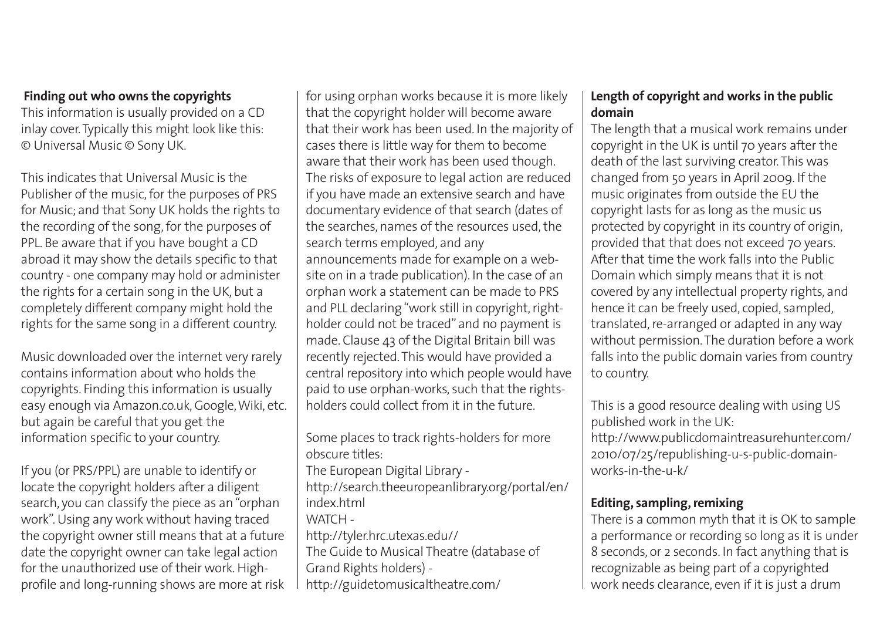### Finding out who owns the copyrights

This information is usually provided on a CD inlay cover. Typically this might look like this: © Universal Music © Sony UK.

This indicates that Universal Music is the Publisher of the music, for the purposes of PRS for Music; and that Sony UK holds the rights to the recording of the song, for the purposes of PPL. Be aware that if you have bought a CD abroad it may show the details specific to that country - one company may hold or administer the rights for a certain song in the UK, but a completely different company might hold the rights for the same song in a different country.

Music downloaded over the internet very rarely contains information about who holds the copyrights. Finding this information is usually easy enough via Amazon.co.uk, Google, Wiki, etc. but again be careful that you get the information specific to your country.

If you (or PRS/PPL) are unable to identify or locate the copyright holders after a diligent search, you can classify the piece as an "orphan work". Using any work without having traced the copyright owner still means that at a future date the copyright owner can take legal action for the unauthorized use of their work. High-profile and long-running shows are more at risk for using orphan works because it is more likely that the copyright holder will become aware that their work has been used. In the majority of cases there is little way for them to become aware that their work has been used though. The risks of exposure to legal action are reduced if you have made an extensive search and have documentary evidence of that search (dates of the searches, names of the resources used, the search terms employed, and any announcements made for example on a web-site on in a trade publication). In the case of an orphan work a statement can be made to PRS and PLL declaring "work still in copyright, right-holder could not be traced" and no payment is made. Clause 43 of the Digital Britain bill was recently rejected. This would have provided a central repository into which people would have paid to use orphan-works, such that the rights-holders could collect from it in the future.

Some places to track rights-holders for more obscure titles:

The European Digital Library - http://search.theeuropeanlibrary.org/portal/en/index.html

WATCH - http://tyler.hrc.utexas.edu//

The Guide to Musical Theatre (database of Grand Rights holders) - http://guidetomusicaltheatre.com/

### Length of copyright and works in the public domain

The length that a musical work remains under copyright in the UK is until 70 years after the death of the last surviving creator. This was changed from 50 years in April 2009. If the music originates from outside the EU the copyright lasts for as long as the music us protected by copyright in its country of origin, provided that that does not exceed 70 years. After that time the work falls into the Public Domain which simply means that it is not covered by any intellectual property rights, and hence it can be freely used, copied, sampled, translated, re-arranged or adapted in any way without permission. The duration before a work falls into the public domain varies from country to country.

This is a good resource dealing with using US published work in the UK:
http://www.publicdomaintreasurehunter.com/2010/07/25/republishing-u-s-public-domain-works-in-the-u-k/

### Editing, sampling, remixing

There is a common myth that it is OK to sample a performance or recording so long as it is under 8 seconds, or 2 seconds. In fact anything that is recognizable as being part of a copyrighted work needs clearance, even if it is just a drum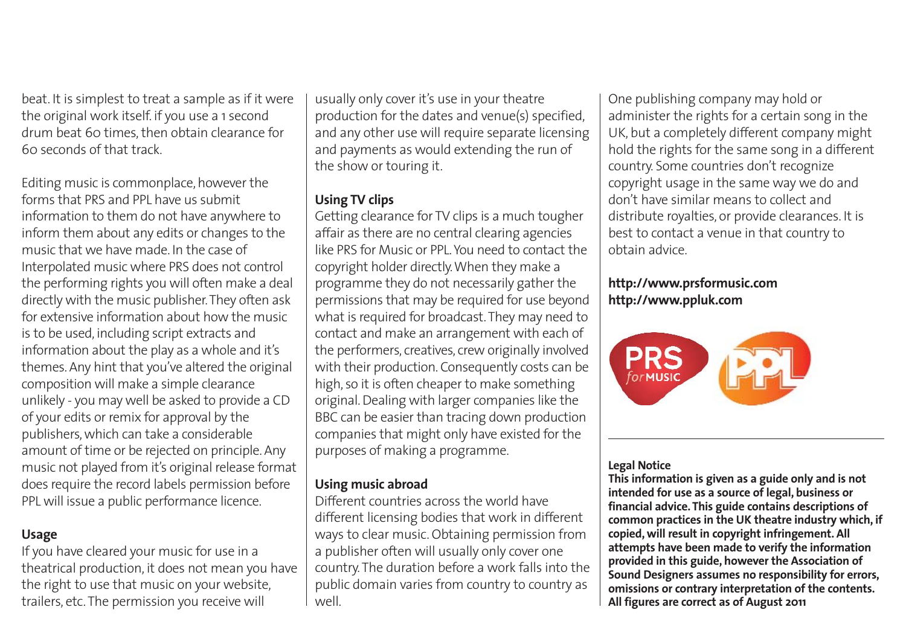beat. It is simplest to treat a sample as if it were the original work itself. if you use a 1 second drum beat 60 times, then obtain clearance for 60 seconds of that track.

Editing music is commonplace, however the forms that PRS and PPL have us submit information to them do not have anywhere to inform them about any edits or changes to the music that we have made. In the case of Interpolated music where PRS does not control the performing rights you will often make a deal directly with the music publisher. They often ask for extensive information about how the music is to be used, including script extracts and information about the play as a whole and it's themes. Any hint that you've altered the original composition will make a simple clearance unlikely - you may well be asked to provide a CD of your edits or remix for approval by the publishers, which can take a considerable amount of time or be rejected on principle. Any music not played from it's original release format does require the record labels permission before PPL will issue a public performance licence.

**Usage**

If you have cleared your music for use in a theatrical production, it does not mean you have the right to use that music on your website, trailers, etc. The permission you receive will usually only cover it's use in your theatre production for the dates and venue(s) specified, and any other use will require separate licensing and payments as would extending the run of the show or touring it.

**Using TV clips**

Getting clearance for TV clips is a much tougher affair as there are no central clearing agencies like PRS for Music or PPL. You need to contact the copyright holder directly. When they make a programme they do not necessarily gather the permissions that may be required for use beyond what is required for broadcast. They may need to contact and make an arrangement with each of the performers, creatives, crew originally involved with their production. Consequently costs can be high, so it is often cheaper to make something original. Dealing with larger companies like the BBC can be easier than tracing down production companies that might only have existed for the purposes of making a programme.

**Using music abroad**

Different countries across the world have different licensing bodies that work in different ways to clear music. Obtaining permission from a publisher often will usually only cover one country. The duration before a work falls into the public domain varies from country to country as well.

One publishing company may hold or administer the rights for a certain song in the UK, but a completely different company might hold the rights for the same song in a different country. Some countries don't recognize copyright usage in the same way we do and don't have similar means to collect and distribute royalties, or provide clearances. It is best to contact a venue in that country to obtain advice.

**http://www.prsformusic.com**
**http://www.ppluk.com**

**Legal Notice**

**This information is given as a guide only and is not intended for use as a source of legal, business or financial advice. This guide contains descriptions of common practices in the UK theatre industry which, if copied, will result in copyright infringement. All attempts have been made to verify the information provided in this guide, however the Association of Sound Designers assumes no responsibility for errors, omissions or contrary interpretation of the contents. All figures are correct as of August 2011**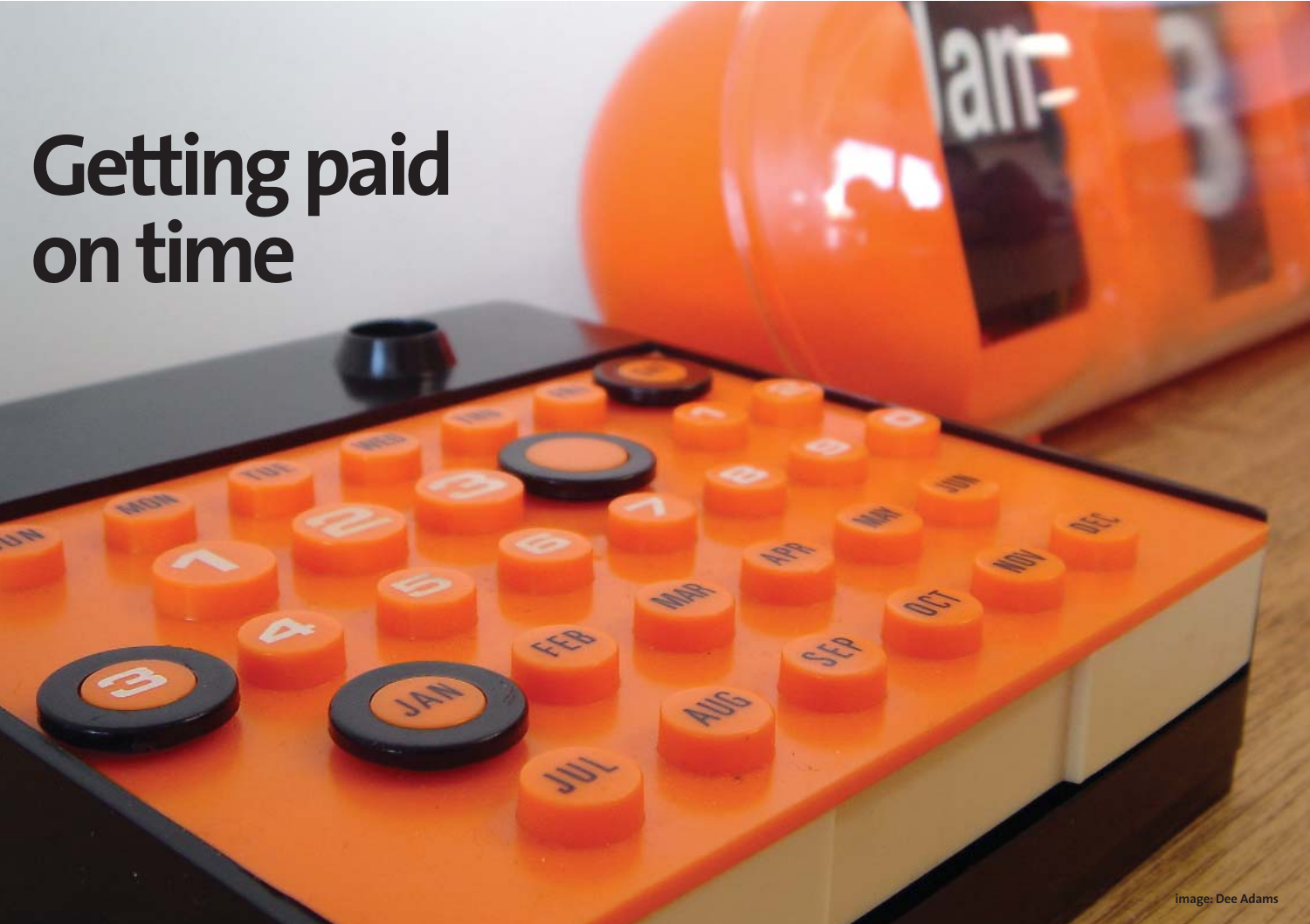# Getting paid on time

image: Dee Adams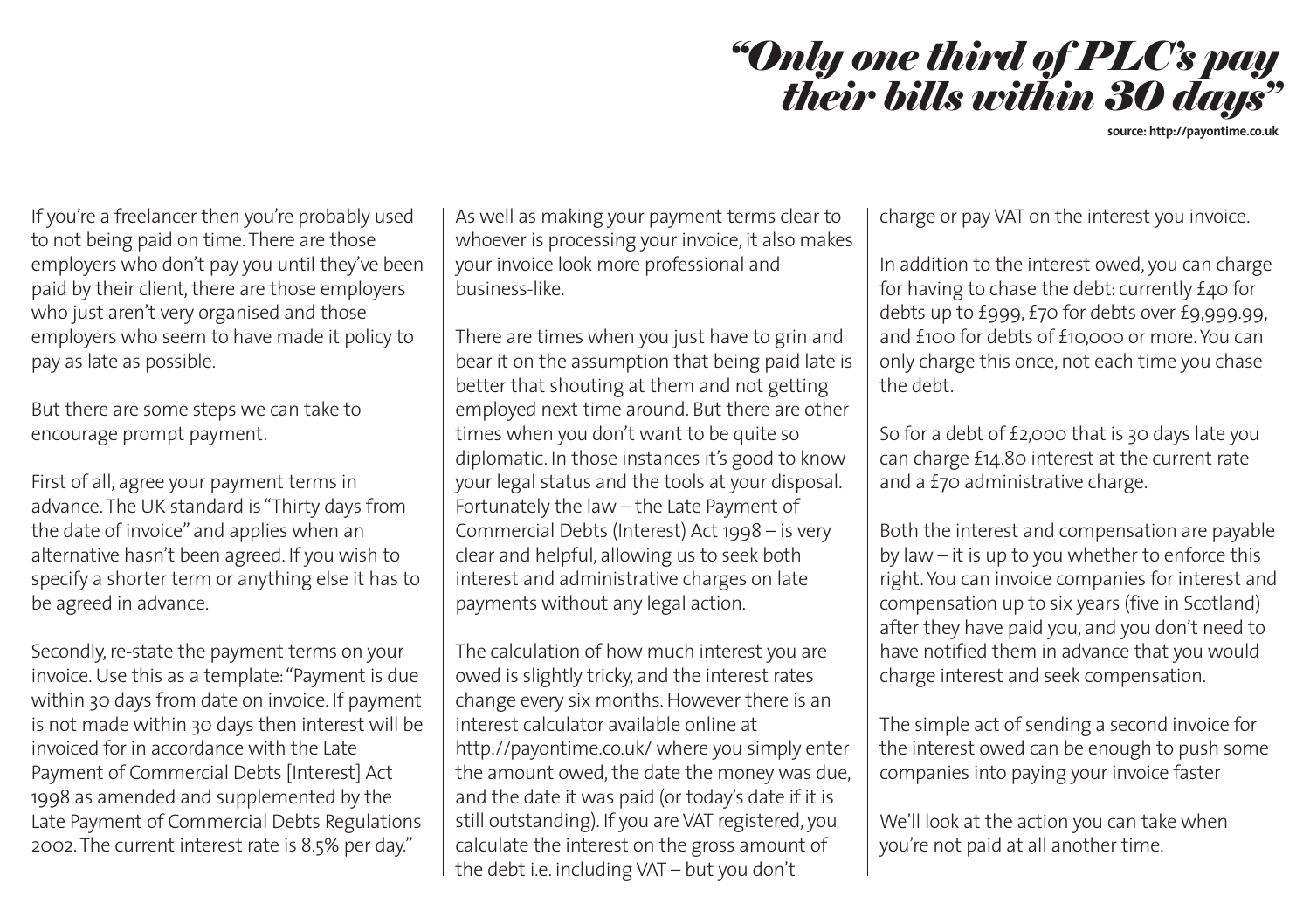# *"Only one third of PLC's pay their bills within 30 days"*

**source: http://payontime.co.uk**

If you're a freelancer then you're probably used to not being paid on time. There are those employers who don't pay you until they've been paid by their client, there are those employers who just aren't very organised and those employers who seem to have made it policy to pay as late as possible.

But there are some steps we can take to encourage prompt payment.

First of all, agree your payment terms in advance. The UK standard is "Thirty days from the date of invoice" and applies when an alternative hasn't been agreed. If you wish to specify a shorter term or anything else it has to be agreed in advance.

Secondly, re-state the payment terms on your invoice. Use this as a template: "Payment is due within 30 days from date on invoice. If payment is not made within 30 days then interest will be invoiced for in accordance with the Late Payment of Commercial Debts [Interest] Act 1998 as amended and supplemented by the Late Payment of Commercial Debts Regulations 2002. The current interest rate is 8.5% per day."

As well as making your payment terms clear to whoever is processing your invoice, it also makes your invoice look more professional and business-like.

There are times when you just have to grin and bear it on the assumption that being paid late is better that shouting at them and not getting employed next time around. But there are other times when you don't want to be quite so diplomatic. In those instances it's good to know your legal status and the tools at your disposal. Fortunately the law – the Late Payment of Commercial Debts (Interest) Act 1998 – is very clear and helpful, allowing us to seek both interest and administrative charges on late payments without any legal action.

The calculation of how much interest you are owed is slightly tricky, and the interest rates change every six months. However there is an interest calculator available online at http://payontime.co.uk/ where you simply enter the amount owed, the date the money was due, and the date it was paid (or today's date if it is still outstanding). If you are VAT registered, you calculate the interest on the gross amount of the debt i.e. including VAT – but you don't charge or pay VAT on the interest you invoice.

In addition to the interest owed, you can charge for having to chase the debt: currently £40 for debts up to £999, £70 for debts over £9,999.99, and £100 for debts of £10,000 or more. You can only charge this once, not each time you chase the debt.

So for a debt of £2,000 that is 30 days late you can charge £14.80 interest at the current rate and a £70 administrative charge.

Both the interest and compensation are payable by law – it is up to you whether to enforce this right. You can invoice companies for interest and compensation up to six years (five in Scotland) after they have paid you, and you don't need to have notified them in advance that you would charge interest and seek compensation.

The simple act of sending a second invoice for the interest owed can be enough to push some companies into paying your invoice faster

We'll look at the action you can take when you're not paid at all another time.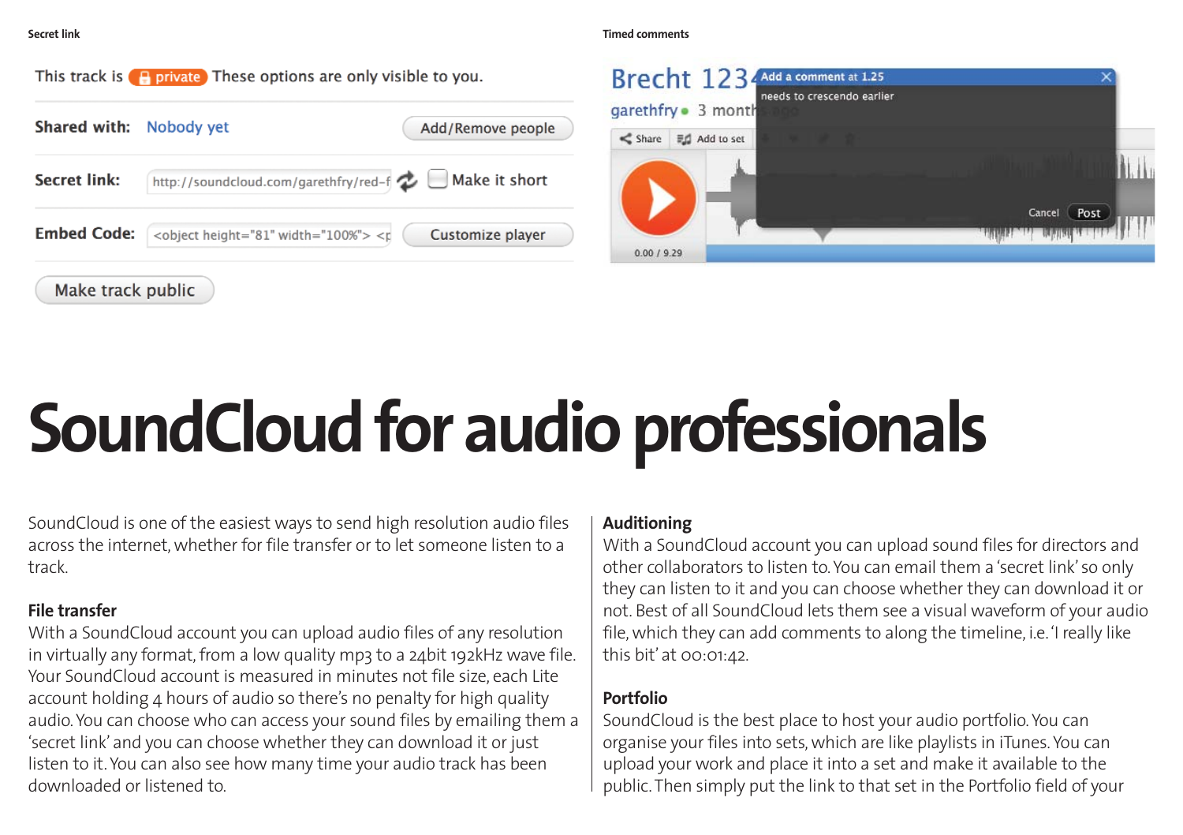Secret link

Timed comments

# SoundCloud for audio professionals

SoundCloud is one of the easiest ways to send high resolution audio files across the internet, whether for file transfer or to let someone listen to a track.

**File transfer**
With a SoundCloud account you can upload audio files of any resolution in virtually any format, from a low quality mp3 to a 24bit 192kHz wave file. Your SoundCloud account is measured in minutes not file size, each Lite account holding 4 hours of audio so there's no penalty for high quality audio. You can choose who can access your sound files by emailing them a 'secret link' and you can choose whether they can download it or just listen to it. You can also see how many time your audio track has been downloaded or listened to.

**Auditioning**
With a SoundCloud account you can upload sound files for directors and other collaborators to listen to. You can email them a 'secret link' so only they can listen to it and you can choose whether they can download it or not. Best of all SoundCloud lets them see a visual waveform of your audio file, which they can add comments to along the timeline, i.e. 'I really like this bit' at 00:01:42.

**Portfolio**
SoundCloud is the best place to host your audio portfolio. You can organise your files into sets, which are like playlists in iTunes. You can upload your work and place it into a set and make it available to the public. Then simply put the link to that set in the Portfolio field of your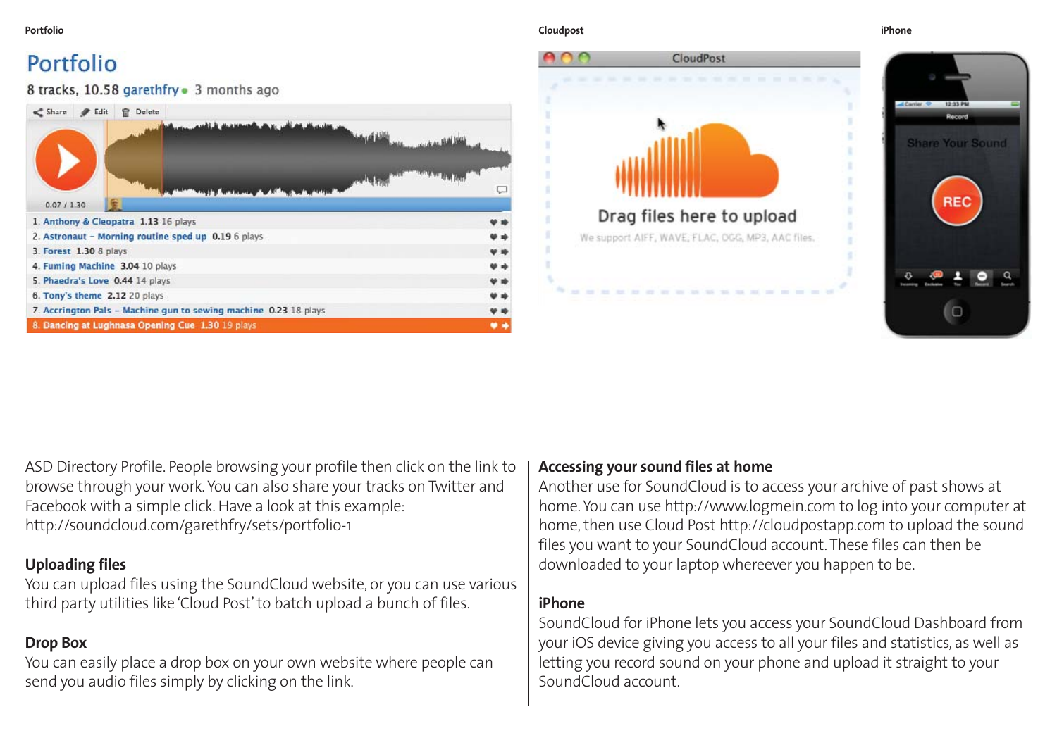Portfolio

Cloudpost

iPhone

ASD Directory Profile. People browsing your profile then click on the link to browse through your work. You can also share your tracks on Twitter and Facebook with a simple click. Have a look at this example: http://soundcloud.com/garethfry/sets/portfolio-1

### Uploading files

You can upload files using the SoundCloud website, or you can use various third party utilities like 'Cloud Post' to batch upload a bunch of files.

### Drop Box

You can easily place a drop box on your own website where people can send you audio files simply by clicking on the link.

### Accessing your sound files at home

Another use for SoundCloud is to access your archive of past shows at home. You can use http://www.logmein.com to log into your computer at home, then use Cloud Post http://cloudpostapp.com to upload the sound files you want to your SoundCloud account. These files can then be downloaded to your laptop whereever you happen to be.

### iPhone

SoundCloud for iPhone lets you access your SoundCloud Dashboard from your iOS device giving you access to all your files and statistics, as well as letting you record sound on your phone and upload it straight to your SoundCloud account.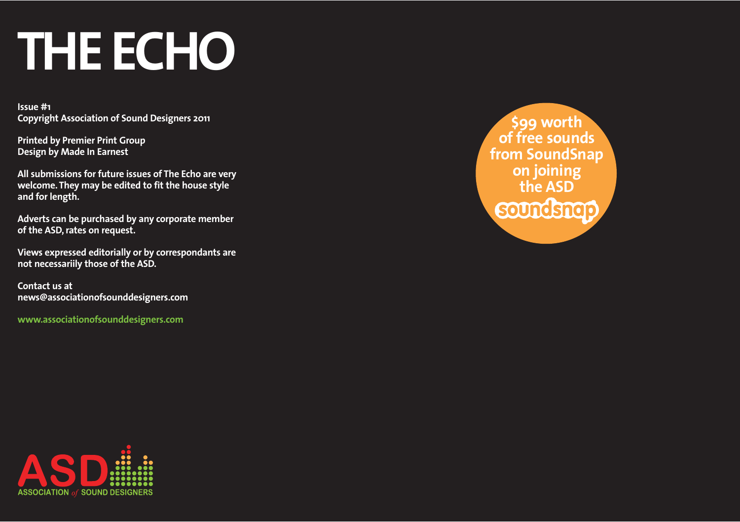# THE ECHO

**Issue #1**
**Copyright Association of Sound Designers 2011**

**Printed by Premier Print Group**
**Design by Made In Earnest**

**All submissions for future issues of The Echo are very welcome. They may be edited to fit the house style and for length.**

**Adverts can be purchased by any corporate member of the ASD, rates on request.**

**Views expressed editorially or by correspondants are not necessariily those of the ASD.**

**Contact us at**
**news@associationofsounddesigners.com**

**www.associationofsounddesigners.com**

**$99 worth of free sounds from SoundSnap on joining the ASD**

soundsnap

ASD
ASSOCIATION *of* SOUND DESIGNERS